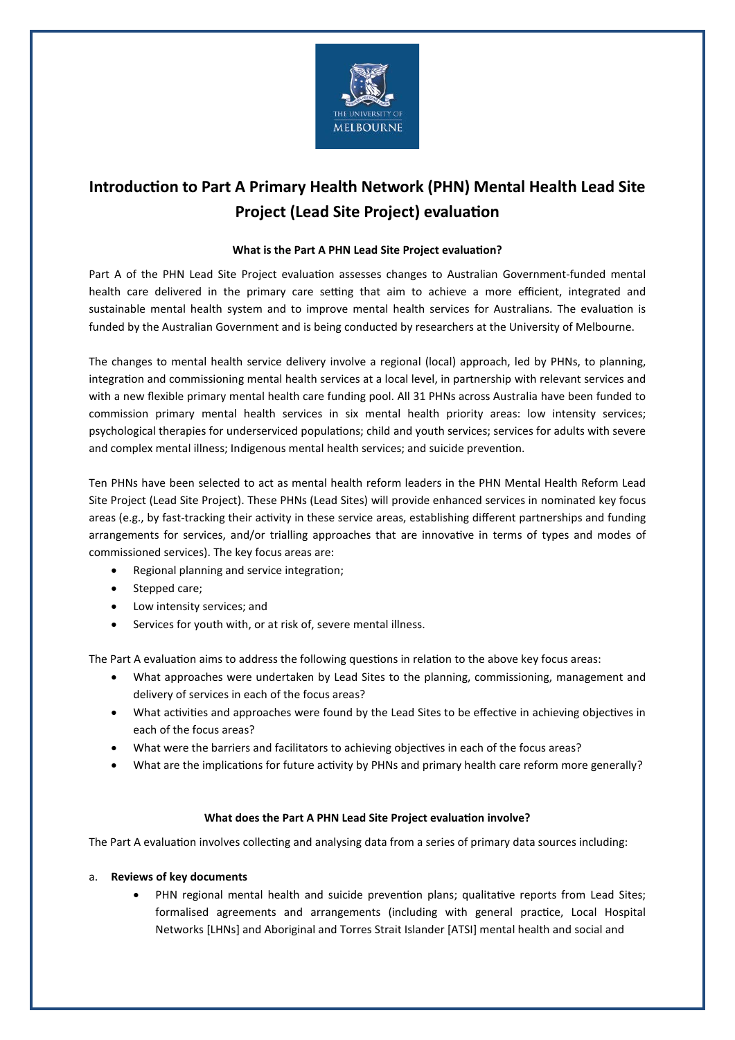# Introduction to Part A Primary Health Network (PHN) Mental Health Lead Site Project (Lead Site Project) evaluation

### What is the Part A PHN Lead Site Project evaluation?

Part A of the PHN Lead Site Project evaluation assesses changes to Australian Government-funded mental health care delivered in the primary care setting that aim to achieve a more efficient, integrated and sustainable mental health system and to improve mental health services for Australians. The evaluation is funded by the Australian Government and is being conducted by researchers at the University of Melbourne.

The changes to mental health service delivery involve a regional (local) approach, led by PHNs, to planning, integration and commissioning mental health services at a local level, in partnership with relevant services and with a new flexible primary mental health care funding pool. All 31 PHNs across Australia have been funded to commission primary mental health services in six mental health priority areas: low intensity services; psychological therapies for underserviced populations; child and youth services; services for adults with severe and complex mental illness; Indigenous mental health services; and suicide prevention.

Ten PHNs have been selected to act as mental health reform leaders in the PHN Mental Health Reform Lead Site Project (Lead Site Project). These PHNs (Lead Sites) will provide enhanced services in nominated key focus areas (e.g., by fast-tracking their activity in these service areas, establishing different partnerships and funding arrangements for services, and/or trialling approaches that are innovative in terms of types and modes of commissioned services). The key focus areas are:

- Regional planning and service integration;
- Stepped care;
- Low intensity services; and
- Services for youth with, or at risk of, severe mental illness.

The Part A evaluation aims to address the following questions in relation to the above key focus areas:

- What approaches were undertaken by Lead Sites to the planning, commissioning, management and delivery of services in each of the focus areas?
- What activities and approaches were found by the Lead Sites to be effective in achieving objectives in each of the focus areas?
- What were the barriers and facilitators to achieving objectives in each of the focus areas?
- What are the implications for future activity by PHNs and primary health care reform more generally?

### What does the Part A PHN Lead Site Project evaluation involve?

The Part A evaluation involves collecting and analysing data from a series of primary data sources including:

a. **Reviews of key documents**
   - PHN regional mental health and suicide prevention plans; qualitative reports from Lead Sites; formalised agreements and arrangements (including with general practice, Local Hospital Networks [LHNs] and Aboriginal and Torres Strait Islander [ATSI] mental health and social and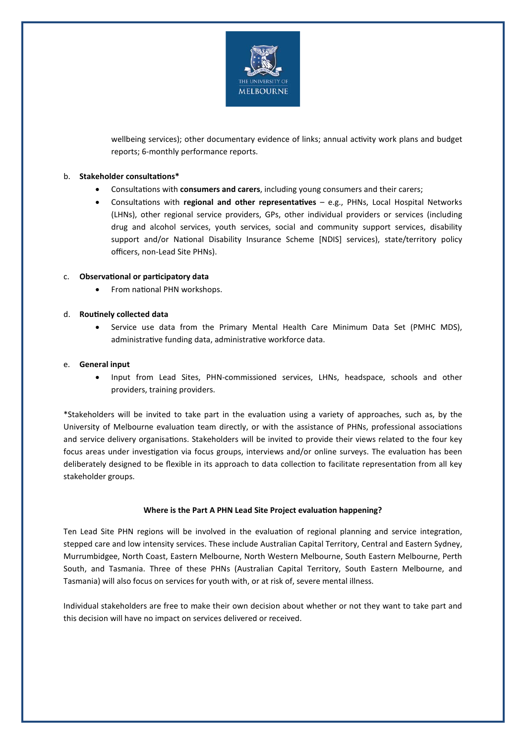wellbeing services); other documentary evidence of links; annual activity work plans and budget reports; 6-monthly performance reports.

b. **Stakeholder consultations***

- Consultations with **consumers and carers**, including young consumers and their carers;
- Consultations with **regional and other representatives** – e.g., PHNs, Local Hospital Networks (LHNs), other regional service providers, GPs, other individual providers or services (including drug and alcohol services, youth services, social and community support services, disability support and/or National Disability Insurance Scheme [NDIS] services), state/territory policy officers, non-Lead Site PHNs).

c. **Observational or participatory data**

- From national PHN workshops.

d. **Routinely collected data**

- Service use data from the Primary Mental Health Care Minimum Data Set (PMHC MDS), administrative funding data, administrative workforce data.

e. **General input**

- Input from Lead Sites, PHN-commissioned services, LHNs, headspace, schools and other providers, training providers.

*Stakeholders will be invited to take part in the evaluation using a variety of approaches, such as, by the University of Melbourne evaluation team directly, or with the assistance of PHNs, professional associations and service delivery organisations. Stakeholders will be invited to provide their views related to the four key focus areas under investigation via focus groups, interviews and/or online surveys. The evaluation has been deliberately designed to be flexible in its approach to data collection to facilitate representation from all key stakeholder groups.

### Where is the Part A PHN Lead Site Project evaluation happening?

Ten Lead Site PHN regions will be involved in the evaluation of regional planning and service integration, stepped care and low intensity services. These include Australian Capital Territory, Central and Eastern Sydney, Murrumbidgee, North Coast, Eastern Melbourne, North Western Melbourne, South Eastern Melbourne, Perth South, and Tasmania. Three of these PHNs (Australian Capital Territory, South Eastern Melbourne, and Tasmania) will also focus on services for youth with, or at risk of, severe mental illness.

Individual stakeholders are free to make their own decision about whether or not they want to take part and this decision will have no impact on services delivered or received.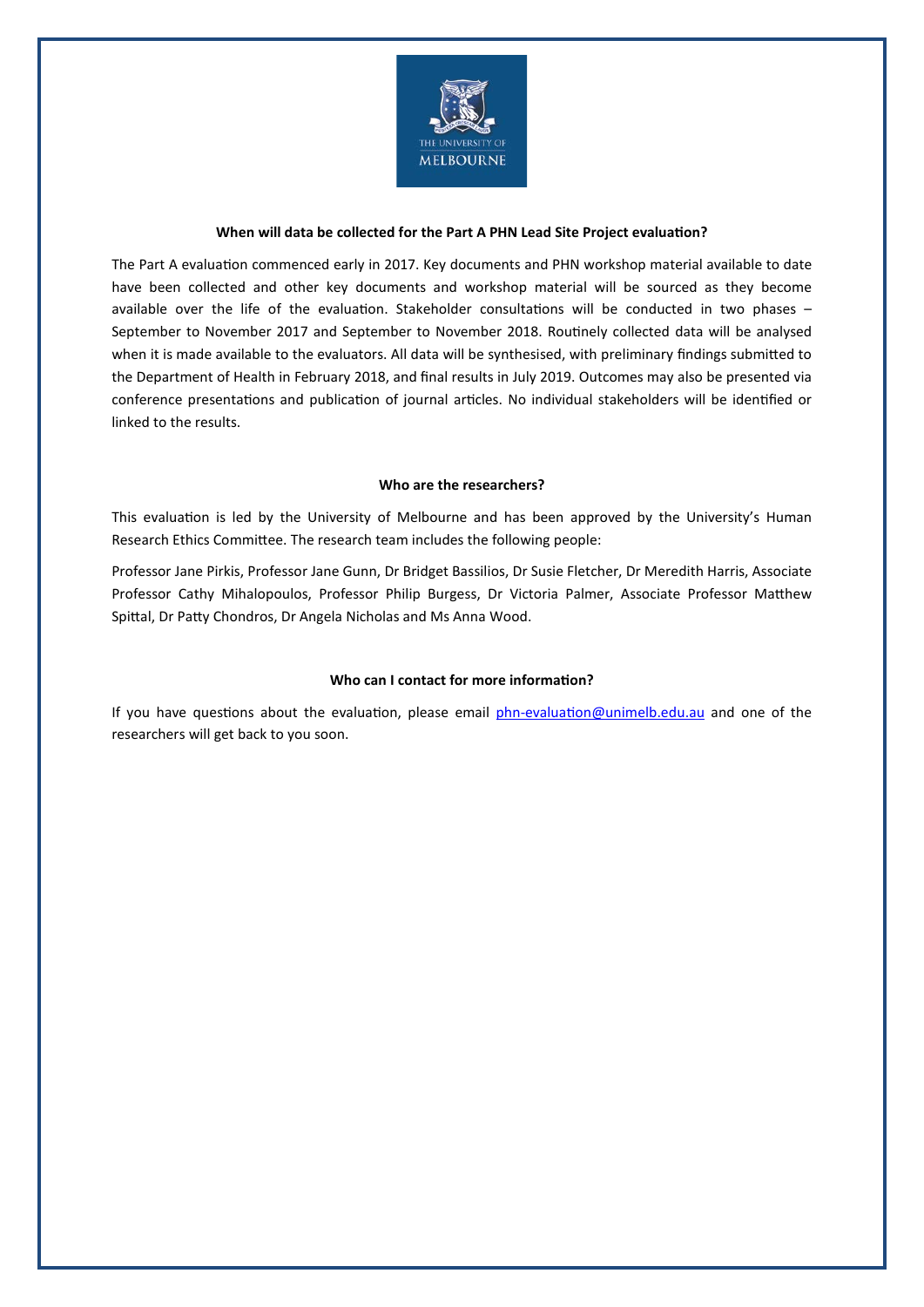### When will data be collected for the Part A PHN Lead Site Project evaluation?

The Part A evaluation commenced early in 2017. Key documents and PHN workshop material available to date have been collected and other key documents and workshop material will be sourced as they become available over the life of the evaluation. Stakeholder consultations will be conducted in two phases – September to November 2017 and September to November 2018. Routinely collected data will be analysed when it is made available to the evaluators. All data will be synthesised, with preliminary findings submitted to the Department of Health in February 2018, and final results in July 2019. Outcomes may also be presented via conference presentations and publication of journal articles. No individual stakeholders will be identified or linked to the results.

### Who are the researchers?

This evaluation is led by the University of Melbourne and has been approved by the University's Human Research Ethics Committee. The research team includes the following people:

Professor Jane Pirkis, Professor Jane Gunn, Dr Bridget Bassilios, Dr Susie Fletcher, Dr Meredith Harris, Associate Professor Cathy Mihalopoulos, Professor Philip Burgess, Dr Victoria Palmer, Associate Professor Matthew Spittal, Dr Patty Chondros, Dr Angela Nicholas and Ms Anna Wood.

### Who can I contact for more information?

If you have questions about the evaluation, please email phn-evaluation@unimelb.edu.au and one of the researchers will get back to you soon.